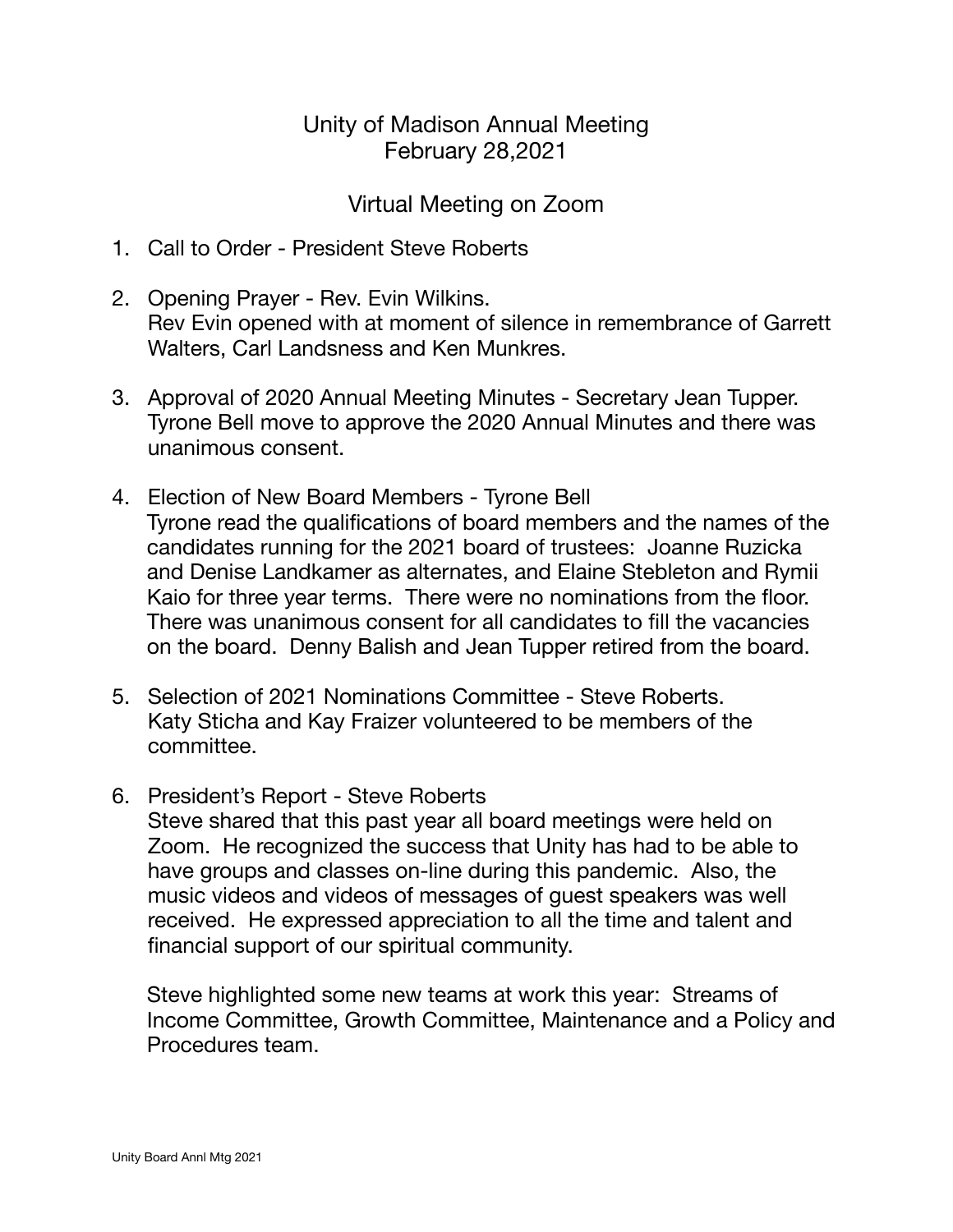# Unity of Madison Annual Meeting
## February 28,2021

## Virtual Meeting on Zoom

1. Call to Order - President Steve Roberts

2. Opening Prayer - Rev. Evin Wilkins.
   Rev Evin opened with at moment of silence in remembrance of Garrett Walters, Carl Landsness and Ken Munkres.

3. Approval of 2020 Annual Meeting Minutes - Secretary Jean Tupper.
   Tyrone Bell move to approve the 2020 Annual Minutes and there was unanimous consent.

4. Election of New Board Members - Tyrone Bell
   Tyrone read the qualifications of board members and the names of the candidates running for the 2021 board of trustees: Joanne Ruzicka and Denise Landkamer as alternates, and Elaine Stebleton and Rymii Kaio for three year terms. There were no nominations from the floor. There was unanimous consent for all candidates to fill the vacancies on the board. Denny Balish and Jean Tupper retired from the board.

5. Selection of 2021 Nominations Committee - Steve Roberts.
   Katy Sticha and Kay Fraizer volunteered to be members of the committee.

6. President's Report - Steve Roberts
   Steve shared that this past year all board meetings were held on Zoom. He recognized the success that Unity has had to be able to have groups and classes on-line during this pandemic. Also, the music videos and videos of messages of guest speakers was well received. He expressed appreciation to all the time and talent and financial support of our spiritual community.

   Steve highlighted some new teams at work this year: Streams of Income Committee, Growth Committee, Maintenance and a Policy and Procedures team.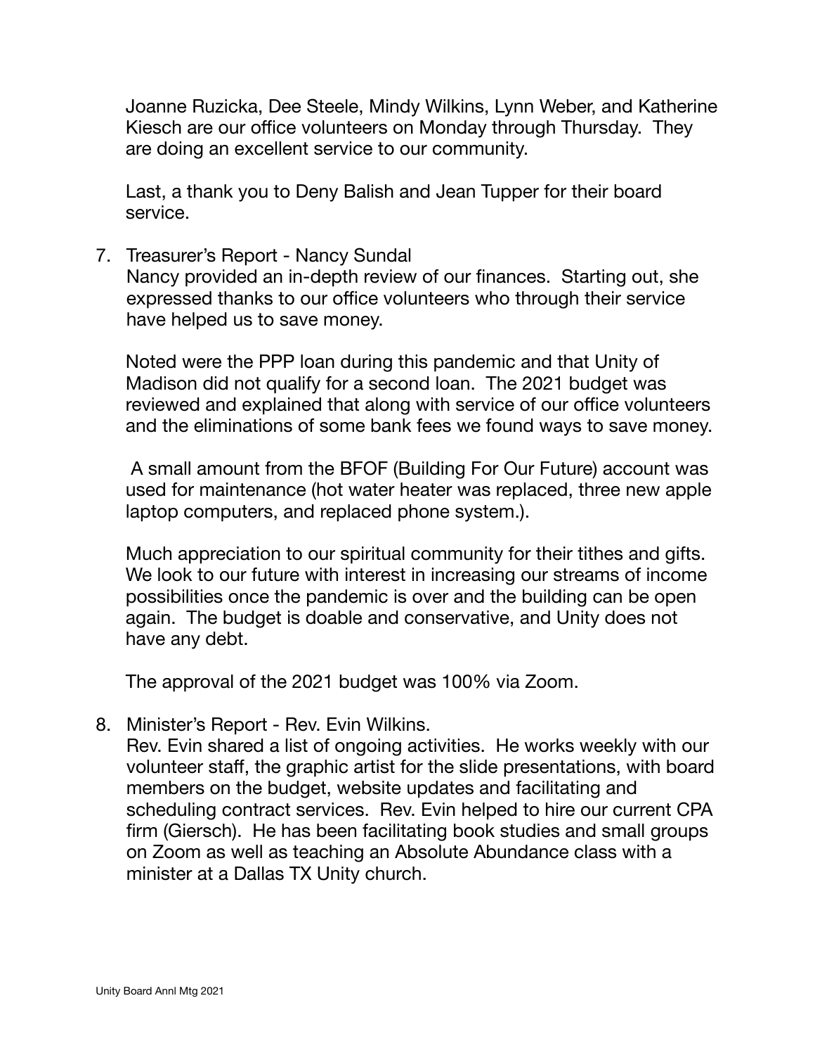Joanne Ruzicka, Dee Steele, Mindy Wilkins, Lynn Weber, and Katherine Kiesch are our office volunteers on Monday through Thursday. They are doing an excellent service to our community.

Last, a thank you to Deny Balish and Jean Tupper for their board service.

7. Treasurer's Report - Nancy Sundal

   Nancy provided an in-depth review of our finances. Starting out, she expressed thanks to our office volunteers who through their service have helped us to save money.

   Noted were the PPP loan during this pandemic and that Unity of Madison did not qualify for a second loan. The 2021 budget was reviewed and explained that along with service of our office volunteers and the eliminations of some bank fees we found ways to save money.

   A small amount from the BFOF (Building For Our Future) account was used for maintenance (hot water heater was replaced, three new apple laptop computers, and replaced phone system.).

   Much appreciation to our spiritual community for their tithes and gifts. We look to our future with interest in increasing our streams of income possibilities once the pandemic is over and the building can be open again. The budget is doable and conservative, and Unity does not have any debt.

   The approval of the 2021 budget was 100% via Zoom.

8. Minister's Report - Rev. Evin Wilkins.

   Rev. Evin shared a list of ongoing activities. He works weekly with our volunteer staff, the graphic artist for the slide presentations, with board members on the budget, website updates and facilitating and scheduling contract services. Rev. Evin helped to hire our current CPA firm (Giersch). He has been facilitating book studies and small groups on Zoom as well as teaching an Absolute Abundance class with a minister at a Dallas TX Unity church.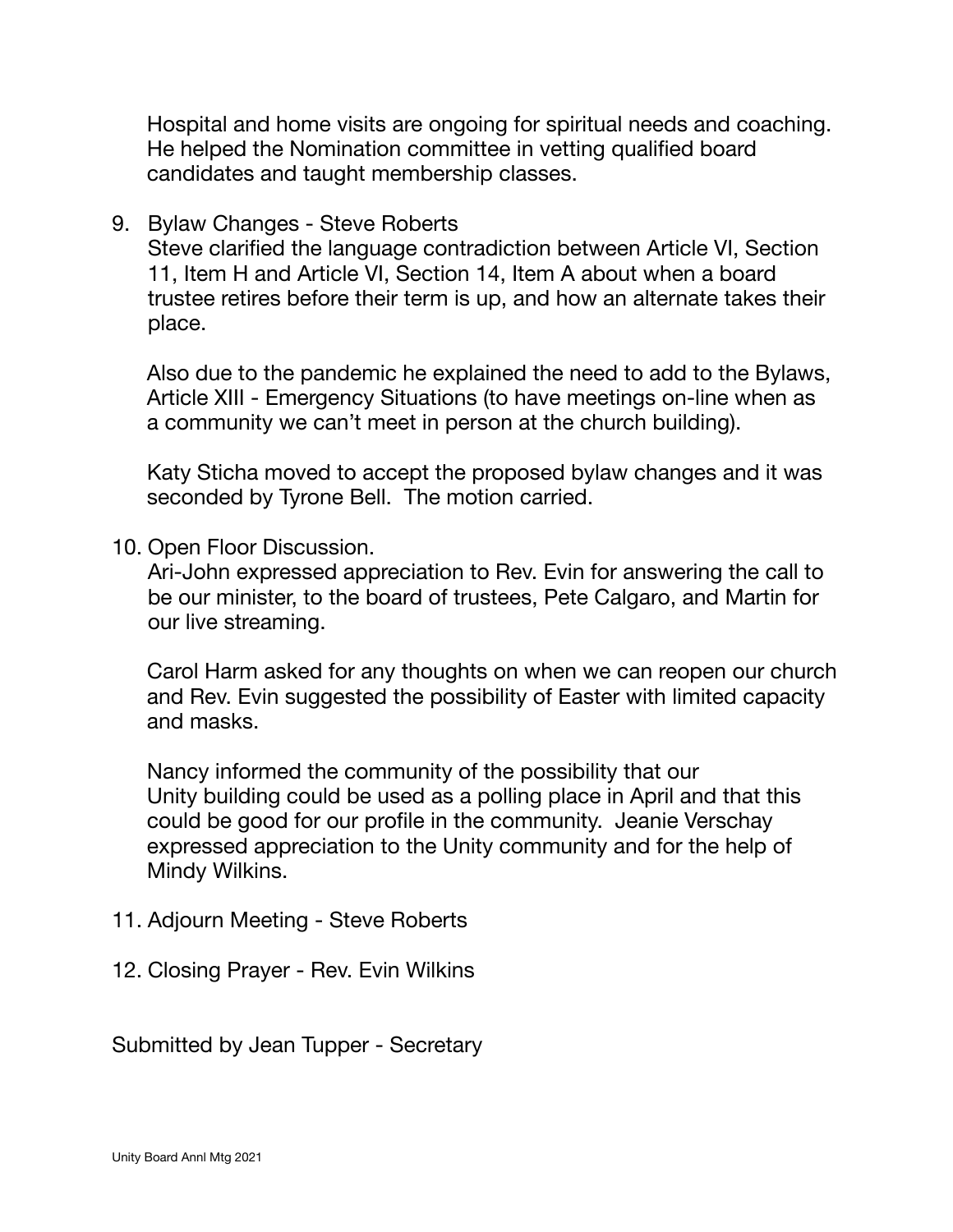Hospital and home visits are ongoing for spiritual needs and coaching. He helped the Nomination committee in vetting qualified board candidates and taught membership classes.

9. Bylaw Changes - Steve Roberts
   Steve clarified the language contradiction between Article VI, Section 11, Item H and Article VI, Section 14, Item A about when a board trustee retires before their term is up, and how an alternate takes their place.

   Also due to the pandemic he explained the need to add to the Bylaws, Article XIII - Emergency Situations (to have meetings on-line when as a community we can't meet in person at the church building).

   Katy Sticha moved to accept the proposed bylaw changes and it was seconded by Tyrone Bell. The motion carried.

10. Open Floor Discussion.
    Ari-John expressed appreciation to Rev. Evin for answering the call to be our minister, to the board of trustees, Pete Calgaro, and Martin for our live streaming.

    Carol Harm asked for any thoughts on when we can reopen our church and Rev. Evin suggested the possibility of Easter with limited capacity and masks.

    Nancy informed the community of the possibility that our Unity building could be used as a polling place in April and that this could be good for our profile in the community. Jeanie Verschay expressed appreciation to the Unity community and for the help of Mindy Wilkins.

11. Adjourn Meeting - Steve Roberts

12. Closing Prayer - Rev. Evin Wilkins

Submitted by Jean Tupper - Secretary